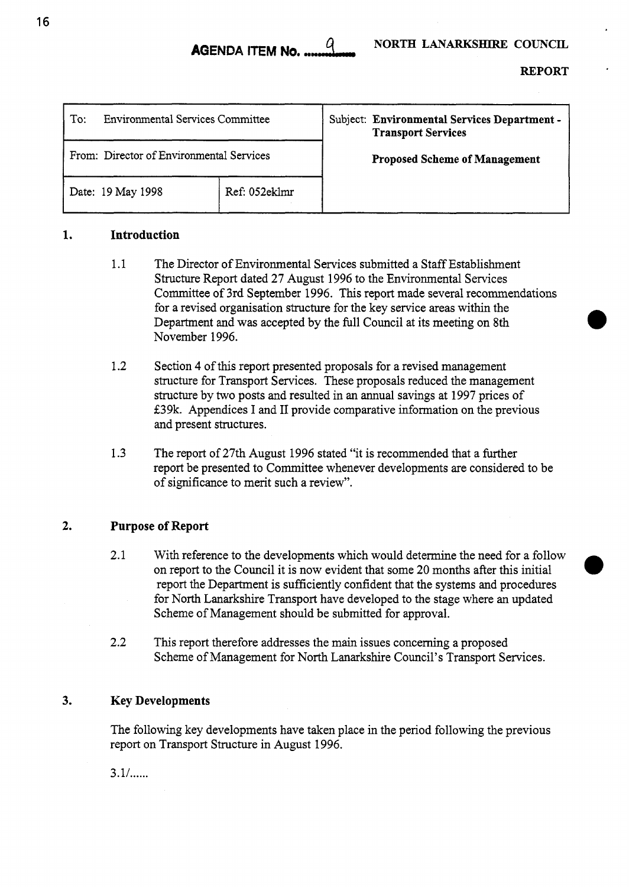**AGENDA ITEM No. 9**

**NORTH LANARKSHIRE COUNCIL**

**REPORT**

| To: Environmental Services Committee | | Subject: **Environmental Services Department - Transport Services** |
|---|---|---|
| From: Director of Environmental Services | | **Proposed Scheme of Management** |
| Date: 19 May 1998 | Ref: 052eklmr | |

## 1. Introduction

1.1 The Director of Environmental Services submitted a Staff Establishment Structure Report dated 27 August 1996 to the Environmental Services Committee of 3rd September 1996. This report made several recommendations for a revised organisation structure for the key service areas within the Department and was accepted by the full Council at its meeting on 8th November 1996.

1.2 Section 4 of this report presented proposals for a revised management structure for Transport Services. These proposals reduced the management structure by two posts and resulted in an annual savings at 1997 prices of £39k. Appendices I and II provide comparative information on the previous and present structures.

1.3 The report of 27th August 1996 stated "it is recommended that a further report be presented to Committee whenever developments are considered to be of significance to merit such a review".

## 2. Purpose of Report

2.1 With reference to the developments which would determine the need for a follow on report to the Council it is now evident that some 20 months after this initial report the Department is sufficiently confident that the systems and procedures for North Lanarkshire Transport have developed to the stage where an updated Scheme of Management should be submitted for approval.

2.2 This report therefore addresses the main issues concerning a proposed Scheme of Management for North Lanarkshire Council's Transport Services.

## 3. Key Developments

The following key developments have taken place in the period following the previous report on Transport Structure in August 1996.

3.1/......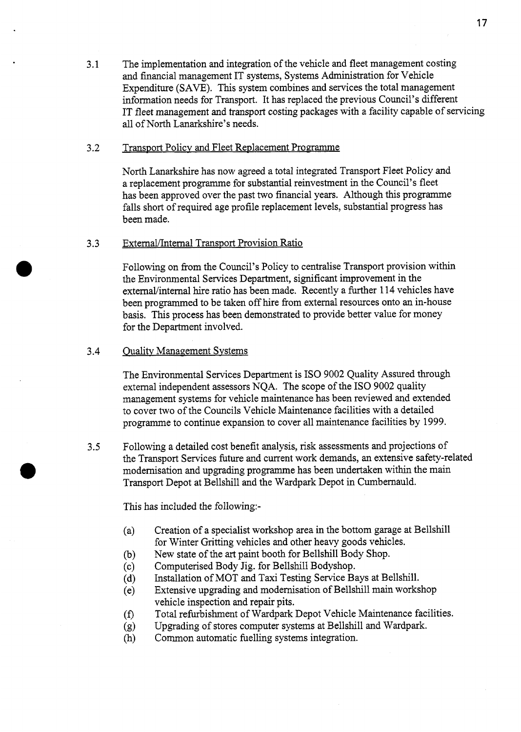3.1 The implementation and integration of the vehicle and fleet management costing and financial management IT systems, Systems Administration for Vehicle Expenditure (SAVE). This system combines and services the total management information needs for Transport. It has replaced the previous Council's different IT fleet management and transport costing packages with a facility capable of servicing all of North Lanarkshire's needs.

3.2 <u>Transport Policy and Fleet Replacement Programme</u>

North Lanarkshire has now agreed a total integrated Transport Fleet Policy and a replacement programme for substantial reinvestment in the Council's fleet has been approved over the past two financial years. Although this programme falls short of required age profile replacement levels, substantial progress has been made.

3.3 <u>External/Internal Transport Provision Ratio</u>

Following on from the Council's Policy to centralise Transport provision within the Environmental Services Department, significant improvement in the external/internal hire ratio has been made. Recently a further 114 vehicles have been programmed to be taken off hire from external resources onto an in-house basis. This process has been demonstrated to provide better value for money for the Department involved.

3.4 <u>Quality Management Systems</u>

The Environmental Services Department is ISO 9002 Quality Assured through external independent assessors NQA. The scope of the ISO 9002 quality management systems for vehicle maintenance has been reviewed and extended to cover two of the Councils Vehicle Maintenance facilities with a detailed programme to continue expansion to cover all maintenance facilities by 1999.

3.5 Following a detailed cost benefit analysis, risk assessments and projections of the Transport Services future and current work demands, an extensive safety-related modernisation and upgrading programme has been undertaken within the main Transport Depot at Bellshill and the Wardpark Depot in Cumbernauld.

This has included the following:-

(a) Creation of a specialist workshop area in the bottom garage at Bellshill for Winter Gritting vehicles and other heavy goods vehicles.
(b) New state of the art paint booth for Bellshill Body Shop.
(c) Computerised Body Jig. for Bellshill Bodyshop.
(d) Installation of MOT and Taxi Testing Service Bays at Bellshill.
(e) Extensive upgrading and modernisation of Bellshill main workshop vehicle inspection and repair pits.
(f) Total refurbishment of Wardpark Depot Vehicle Maintenance facilities.
(g) Upgrading of stores computer systems at Bellshill and Wardpark.
(h) Common automatic fuelling systems integration.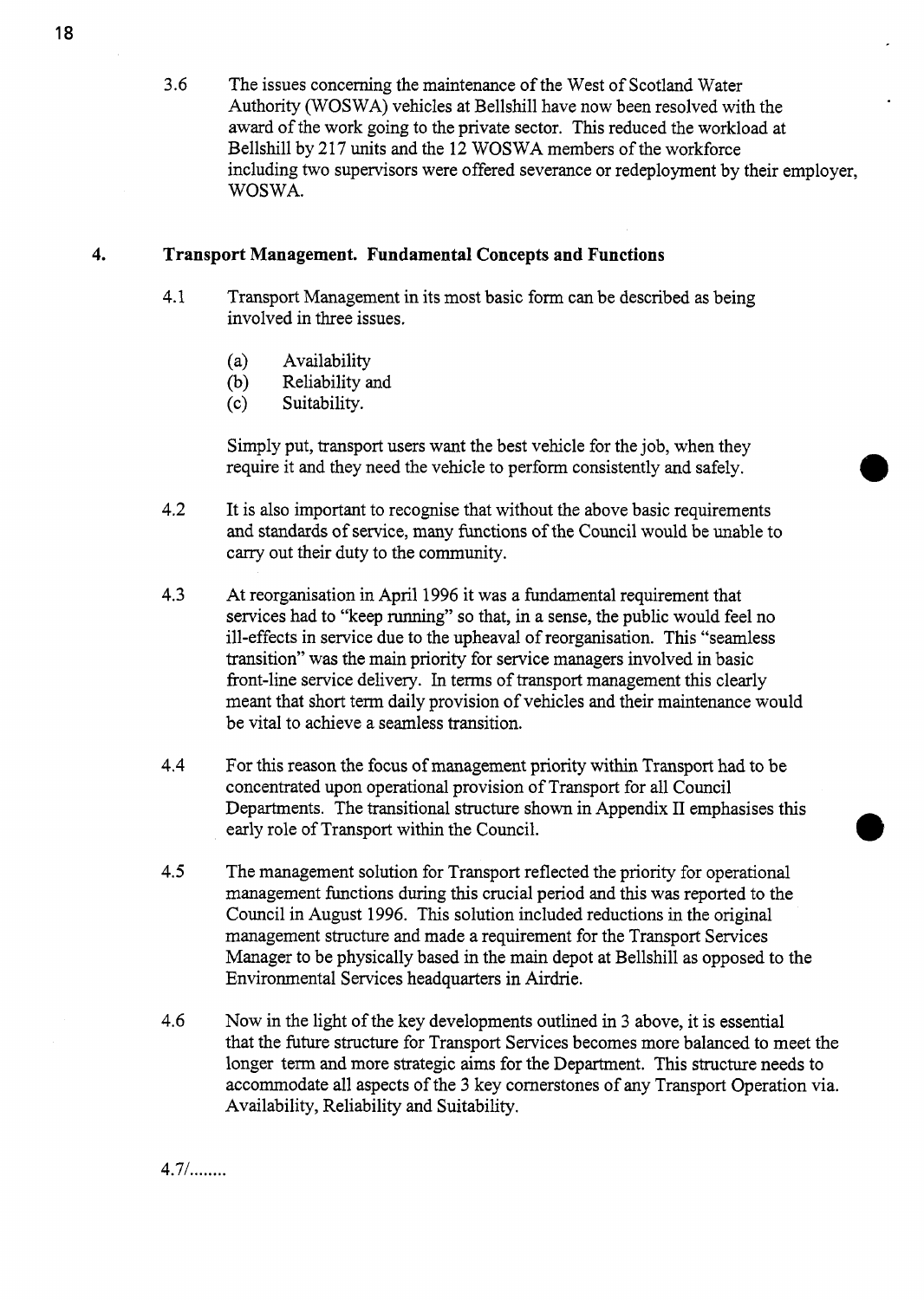3.6 The issues concerning the maintenance of the West of Scotland Water Authority (WOSWA) vehicles at Bellshill have now been resolved with the award of the work going to the private sector. This reduced the workload at Bellshill by 217 units and the 12 WOSWA members of the workforce including two supervisors were offered severance or redeployment by their employer, WOSWA.

## 4. Transport Management. Fundamental Concepts and Functions

4.1 Transport Management in its most basic form can be described as being involved in three issues.

(a) Availability
(b) Reliability and
(c) Suitability.

Simply put, transport users want the best vehicle for the job, when they require it and they need the vehicle to perform consistently and safely.

4.2 It is also important to recognise that without the above basic requirements and standards of service, many functions of the Council would be unable to carry out their duty to the community.

4.3 At reorganisation in April 1996 it was a fundamental requirement that services had to "keep running" so that, in a sense, the public would feel no ill-effects in service due to the upheaval of reorganisation. This "seamless transition" was the main priority for service managers involved in basic front-line service delivery. In terms of transport management this clearly meant that short term daily provision of vehicles and their maintenance would be vital to achieve a seamless transition.

4.4 For this reason the focus of management priority within Transport had to be concentrated upon operational provision of Transport for all Council Departments. The transitional structure shown in Appendix II emphasises this early role of Transport within the Council.

4.5 The management solution for Transport reflected the priority for operational management functions during this crucial period and this was reported to the Council in August 1996. This solution included reductions in the original management structure and made a requirement for the Transport Services Manager to be physically based in the main depot at Bellshill as opposed to the Environmental Services headquarters in Airdrie.

4.6 Now in the light of the key developments outlined in 3 above, it is essential that the future structure for Transport Services becomes more balanced to meet the longer term and more strategic aims for the Department. This structure needs to accommodate all aspects of the 3 key cornerstones of any Transport Operation via. Availability, Reliability and Suitability.

4.7/........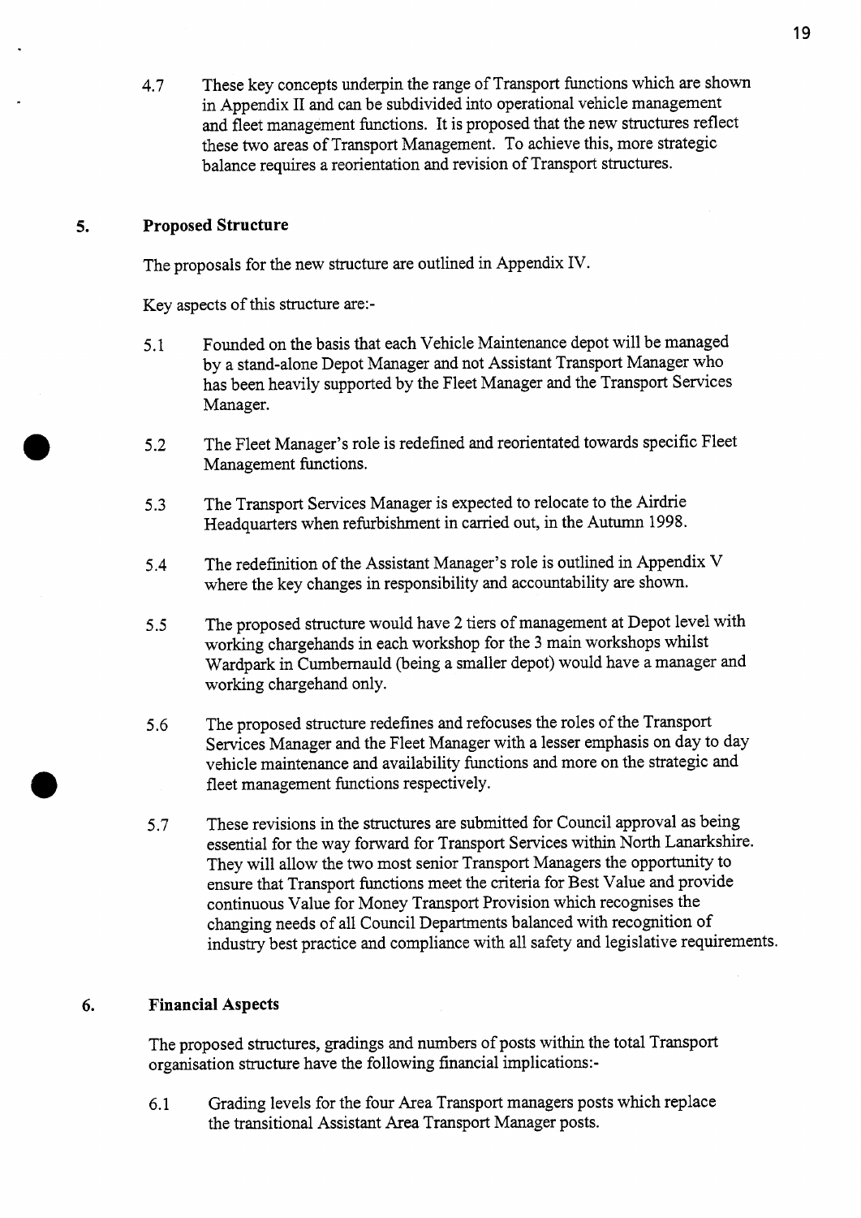4.7 These key concepts underpin the range of Transport functions which are shown in Appendix II and can be subdivided into operational vehicle management and fleet management functions. It is proposed that the new structures reflect these two areas of Transport Management. To achieve this, more strategic balance requires a reorientation and revision of Transport structures.

## 5. Proposed Structure

The proposals for the new structure are outlined in Appendix IV.

Key aspects of this structure are:-

5.1 Founded on the basis that each Vehicle Maintenance depot will be managed by a stand-alone Depot Manager and not Assistant Transport Manager who has been heavily supported by the Fleet Manager and the Transport Services Manager.

5.2 The Fleet Manager's role is redefined and reorientated towards specific Fleet Management functions.

5.3 The Transport Services Manager is expected to relocate to the Airdrie Headquarters when refurbishment in carried out, in the Autumn 1998.

5.4 The redefinition of the Assistant Manager's role is outlined in Appendix V where the key changes in responsibility and accountability are shown.

5.5 The proposed structure would have 2 tiers of management at Depot level with working chargehands in each workshop for the 3 main workshops whilst Wardpark in Cumbernauld (being a smaller depot) would have a manager and working chargehand only.

5.6 The proposed structure redefines and refocuses the roles of the Transport Services Manager and the Fleet Manager with a lesser emphasis on day to day vehicle maintenance and availability functions and more on the strategic and fleet management functions respectively.

5.7 These revisions in the structures are submitted for Council approval as being essential for the way forward for Transport Services within North Lanarkshire. They will allow the two most senior Transport Managers the opportunity to ensure that Transport functions meet the criteria for Best Value and provide continuous Value for Money Transport Provision which recognises the changing needs of all Council Departments balanced with recognition of industry best practice and compliance with all safety and legislative requirements.

## 6. Financial Aspects

The proposed structures, gradings and numbers of posts within the total Transport organisation structure have the following financial implications:-

6.1 Grading levels for the four Area Transport managers posts which replace the transitional Assistant Area Transport Manager posts.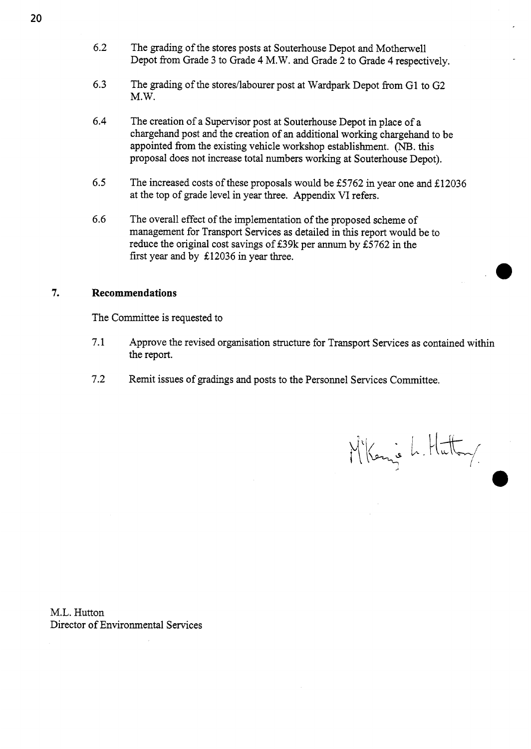6.2 The grading of the stores posts at Souterhouse Depot and Motherwell Depot from Grade 3 to Grade 4 M.W. and Grade 2 to Grade 4 respectively.

6.3 The grading of the stores/labourer post at Wardpark Depot from G1 to G2 M.W.

6.4 The creation of a Supervisor post at Souterhouse Depot in place of a chargehand post and the creation of an additional working chargehand to be appointed from the existing vehicle workshop establishment. (NB. this proposal does not increase total numbers working at Souterhouse Depot).

6.5 The increased costs of these proposals would be £5762 in year one and £12036 at the top of grade level in year three. Appendix VI refers.

6.6 The overall effect of the implementation of the proposed scheme of management for Transport Services as detailed in this report would be to reduce the original cost savings of £39k per annum by £5762 in the first year and by £12036 in year three.

## 7. Recommendations

The Committee is requested to

7.1 Approve the revised organisation structure for Transport Services as contained within the report.

7.2 Remit issues of gradings and posts to the Personnel Services Committee.

M.L. Hutton
Director of Environmental Services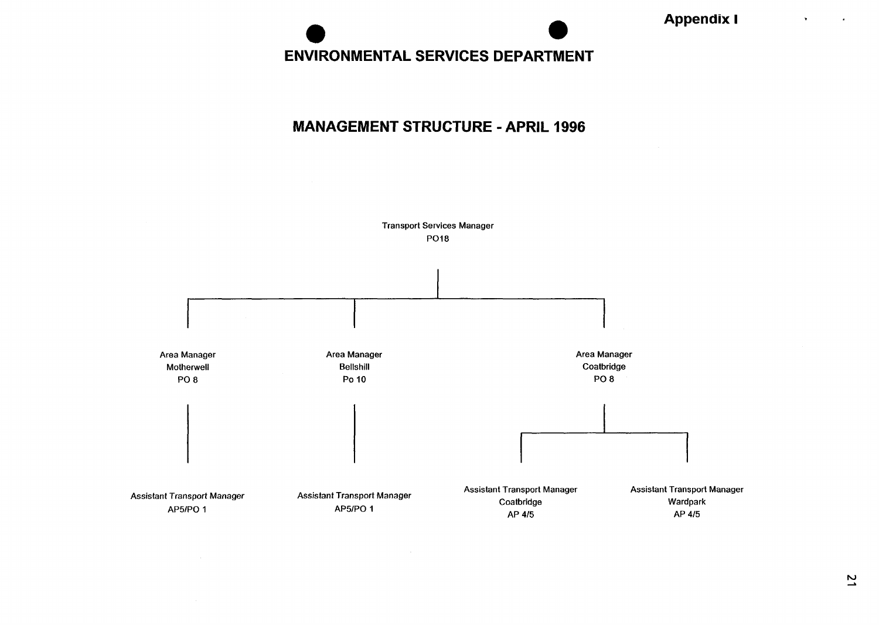**Appendix I**

# ENVIRONMENTAL SERVICES DEPARTMENT

## MANAGEMENT STRUCTURE - APRIL 1996

- Transport Services Manager
  PO18
  - Area Manager
    Motherwell
    PO 8
    - Assistant Transport Manager
      AP5/PO 1
  - Area Manager
    Bellshill
    Po 10
    - Assistant Transport Manager
      AP5/PO 1
  - Area Manager
    Coatbridge
    PO 8
    - Assistant Transport Manager
      Coatbridge
      AP 4/5
    - Assistant Transport Manager
      Wardpark
      AP 4/5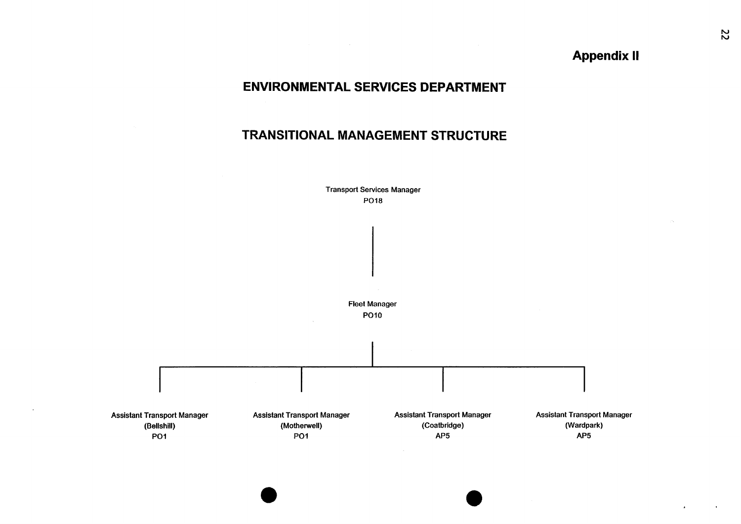**Appendix II**

# ENVIRONMENTAL SERVICES DEPARTMENT

## TRANSITIONAL MANAGEMENT STRUCTURE

Transport Services Manager
PO18

Fleet Manager
PO10

- Assistant Transport Manager (Bellshill) PO1
- Assistant Transport Manager (Motherwell) PO1
- Assistant Transport Manager (Coatbridge) AP5
- Assistant Transport Manager (Wardpark) AP5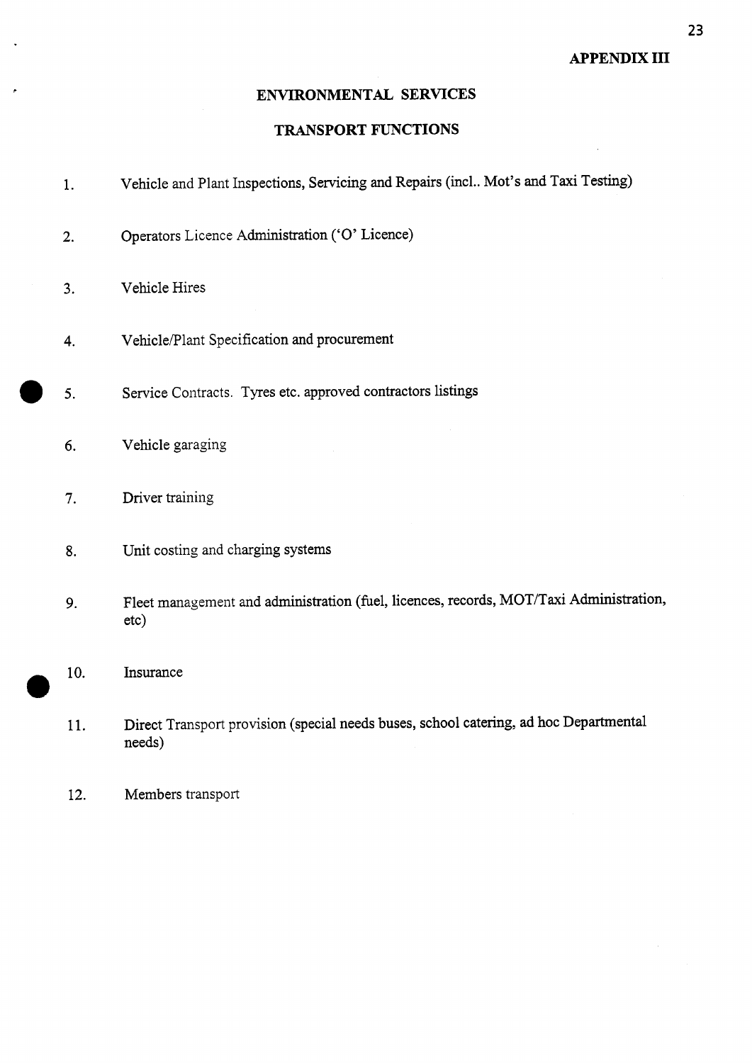**APPENDIX III**

# ENVIRONMENTAL SERVICES

## TRANSPORT FUNCTIONS

1. Vehicle and Plant Inspections, Servicing and Repairs (incl.. Mot's and Taxi Testing)

2. Operators Licence Administration ('O' Licence)

3. Vehicle Hires

4. Vehicle/Plant Specification and procurement

5. Service Contracts. Tyres etc. approved contractors listings

6. Vehicle garaging

7. Driver training

8. Unit costing and charging systems

9. Fleet management and administration (fuel, licences, records, MOT/Taxi Administration, etc)

10. Insurance

11. Direct Transport provision (special needs buses, school catering, ad hoc Departmental needs)

12. Members transport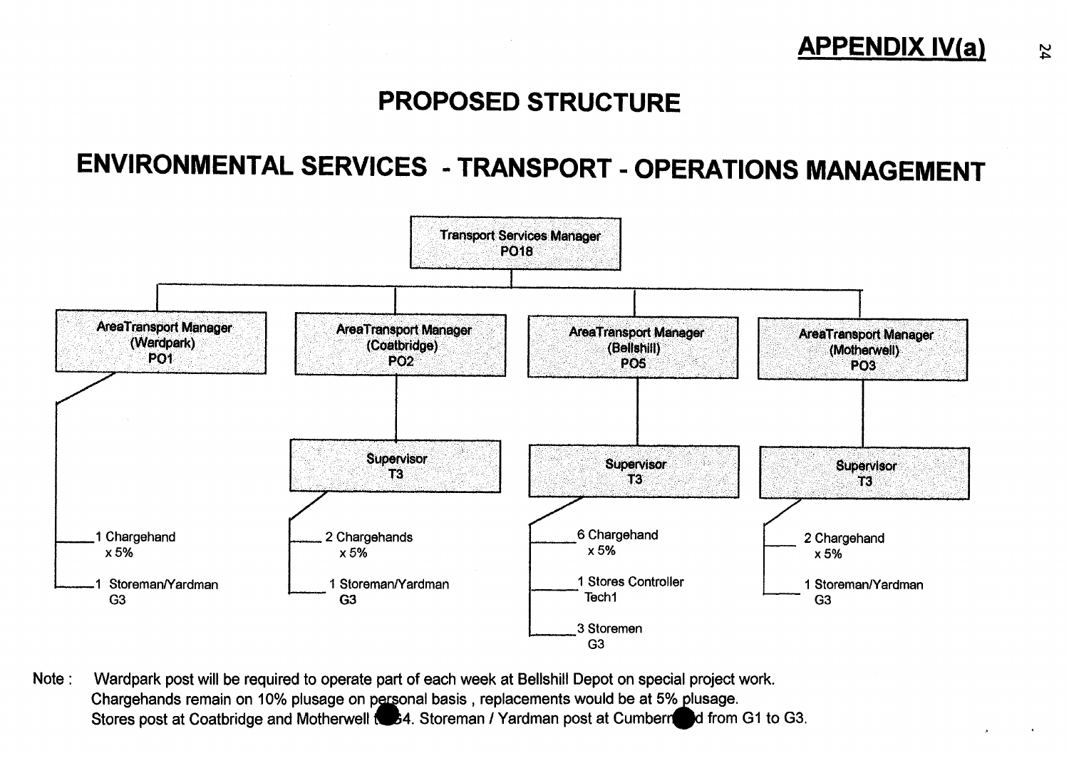## APPENDIX IV(a)

# PROPOSED STRUCTURE

# ENVIRONMENTAL SERVICES - TRANSPORT - OPERATIONS MANAGEMENT

**Transport Services Manager**
PO18

- **AreaTransport Manager (Wardpark)** PO1
  - 1 Chargehand x 5%
  - 1 Storeman/Yardman G3
- **AreaTransport Manager (Coatbridge)** PO2
  - **Supervisor** T3
    - 2 Chargehands x 5%
    - 1 Storeman/Yardman G3
- **AreaTransport Manager (Bellshill)** PO5
  - **Supervisor** T3
    - 6 Chargehand x 5%
    - 1 Stores Controller Tech1
    - 3 Storemen G3
- **AreaTransport Manager (Motherwell)** PO3
  - **Supervisor** T3
    - 2 Chargehand x 5%
    - 1 Storeman/Yardman G3

Note : Wardpark post will be required to operate part of each week at Bellshill Depot on special project work.
Chargehands remain on 10% plusage on personal basis , replacements would be at 5% plusage.
Stores post at Coatbridge and Motherwell to G4. Storeman / Yardman post at Cumbernauld from G1 to G3.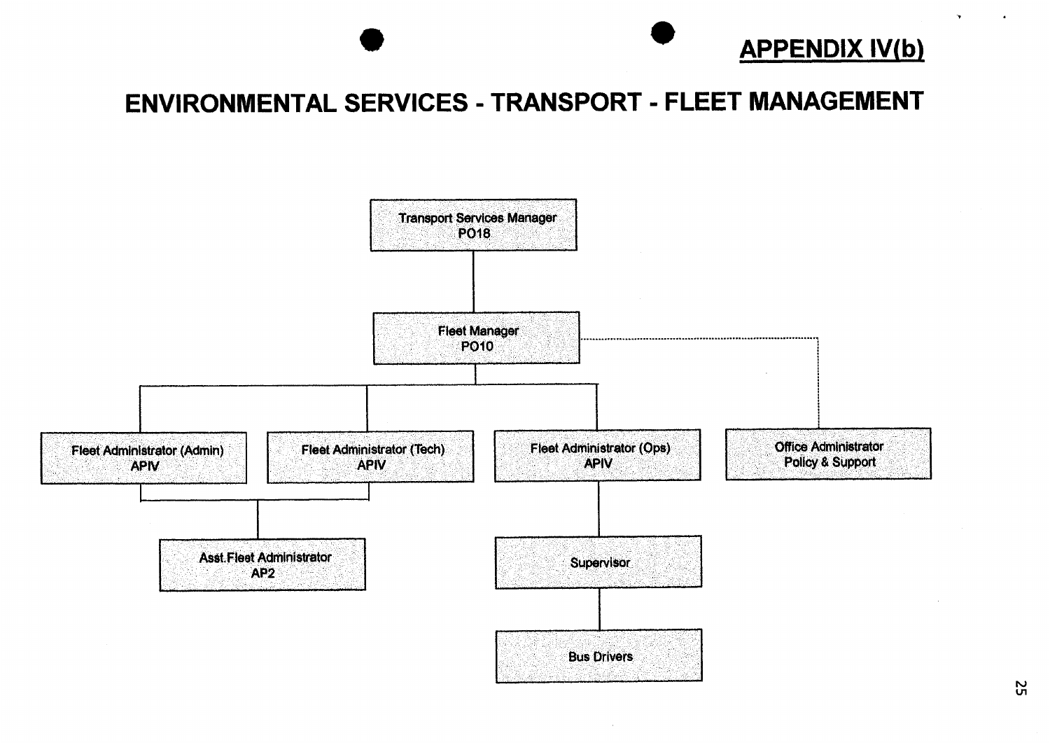**APPENDIX IV(b)**

# ENVIRONMENTAL SERVICES - TRANSPORT - FLEET MANAGEMENT

- Transport Services Manager PO18
  - Fleet Manager PO10
    - Fleet Administrator (Admin) APIV
      - Asst.Fleet Administrator AP2
    - Fleet Administrator (Tech) APIV
      - Asst.Fleet Administrator AP2
    - Fleet Administrator (Ops) APIV
      - Supervisor
        - Bus Drivers
    - Office Administrator Policy & Support (dotted line)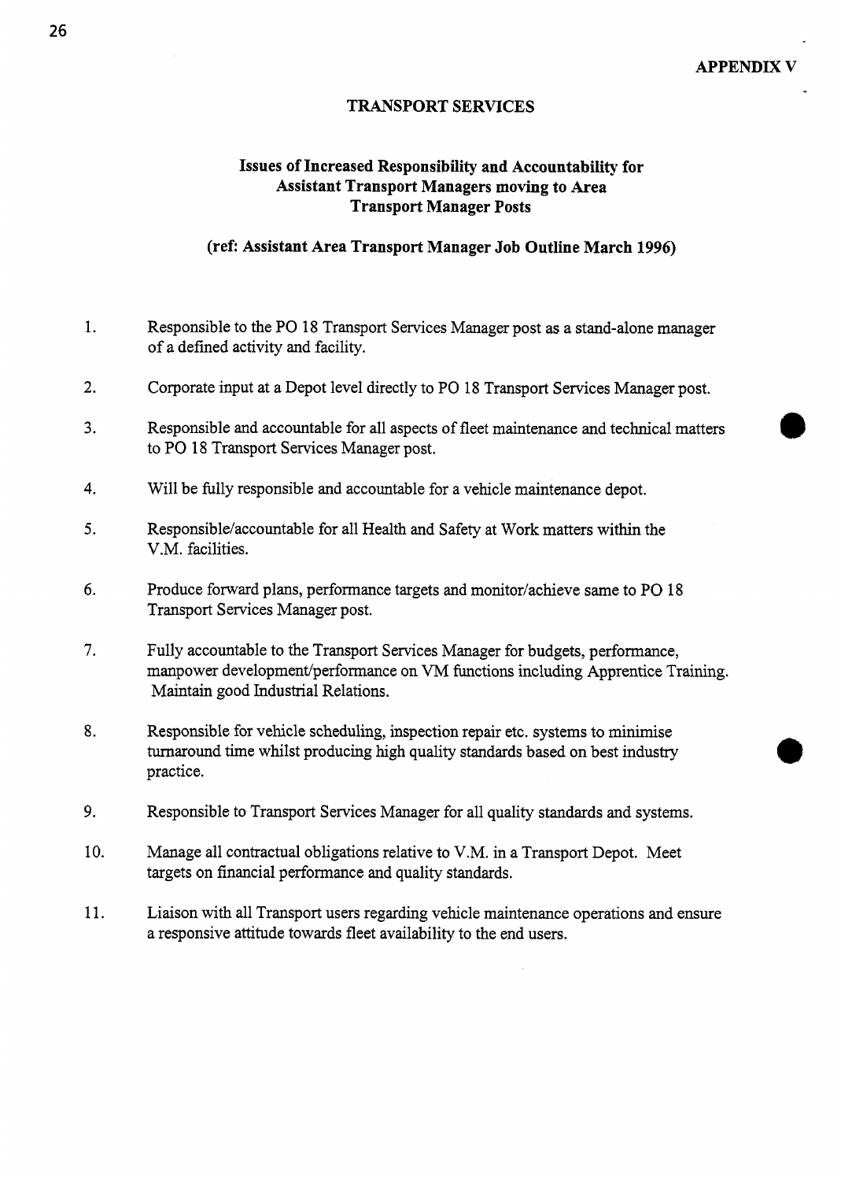**APPENDIX V**

## TRANSPORT SERVICES

### Issues of Increased Responsibility and Accountability for Assistant Transport Managers moving to Area Transport Manager Posts

**(ref: Assistant Area Transport Manager Job Outline March 1996)**

1. Responsible to the PO 18 Transport Services Manager post as a stand-alone manager of a defined activity and facility.

2. Corporate input at a Depot level directly to PO 18 Transport Services Manager post.

3. Responsible and accountable for all aspects of fleet maintenance and technical matters to PO 18 Transport Services Manager post.

4. Will be fully responsible and accountable for a vehicle maintenance depot.

5. Responsible/accountable for all Health and Safety at Work matters within the V.M. facilities.

6. Produce forward plans, performance targets and monitor/achieve same to PO 18 Transport Services Manager post.

7. Fully accountable to the Transport Services Manager for budgets, performance, manpower development/performance on VM functions including Apprentice Training. Maintain good Industrial Relations.

8. Responsible for vehicle scheduling, inspection repair etc. systems to minimise turnaround time whilst producing high quality standards based on best industry practice.

9. Responsible to Transport Services Manager for all quality standards and systems.

10. Manage all contractual obligations relative to V.M. in a Transport Depot. Meet targets on financial performance and quality standards.

11. Liaison with all Transport users regarding vehicle maintenance operations and ensure a responsive attitude towards fleet availability to the end users.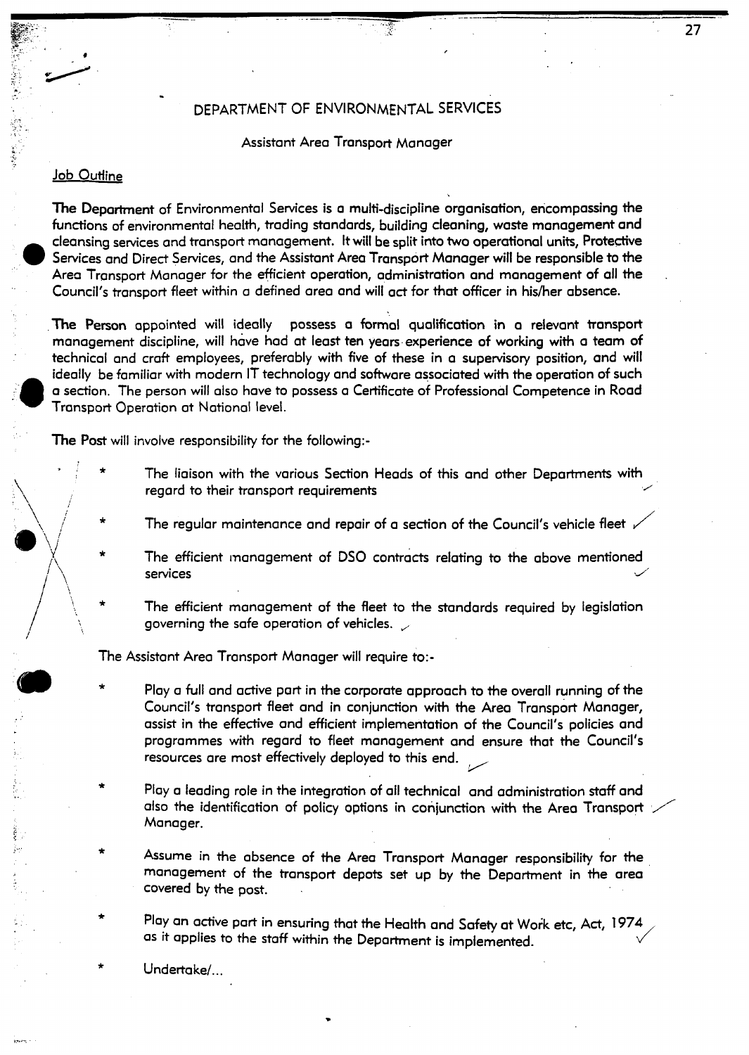DEPARTMENT OF ENVIRONMENTAL SERVICES

Assistant Area Transport Manager

## Job Outline

**The Department** of Environmental Services is a multi-discipline organisation, encompassing the functions of environmental health, trading standards, building cleaning, waste management and cleansing services and transport management. It will be split into two operational units, Protective Services and Direct Services, and the Assistant Area Transport Manager will be responsible to the Area Transport Manager for the efficient operation, administration and management of all the Council's transport fleet within a defined area and will act for that officer in his/her absence.

**The Person** appointed will ideally possess a formal qualification in a relevant transport management discipline, will have had at least ten years experience of working with a team of technical and craft employees, preferably with five of these in a supervisory position, and will ideally be familiar with modern IT technology and software associated with the operation of such a section. The person will also have to possess a Certificate of Professional Competence in Road Transport Operation at National level.

**The Post** will involve responsibility for the following:-

* The liaison with the various Section Heads of this and other Departments with regard to their transport requirements
* The regular maintenance and repair of a section of the Council's vehicle fleet
* The efficient management of DSO contracts relating to the above mentioned services
* The efficient management of the fleet to the standards required by legislation governing the safe operation of vehicles.

The Assistant Area Transport Manager will require to:-

* Play a full and active part in the corporate approach to the overall running of the Council's transport fleet and in conjunction with the Area Transport Manager, assist in the effective and efficient implementation of the Council's policies and programmes with regard to fleet management and ensure that the Council's resources are most effectively deployed to this end.
* Play a leading role in the integration of all technical and administration staff and also the identification of policy options in conjunction with the Area Transport Manager.
* Assume in the absence of the Area Transport Manager responsibility for the management of the transport depots set up by the Department in the area covered by the post.
* Play an active part in ensuring that the Health and Safety at Work etc, Act, 1974 as it applies to the staff within the Department is implemented.
* Undertake/...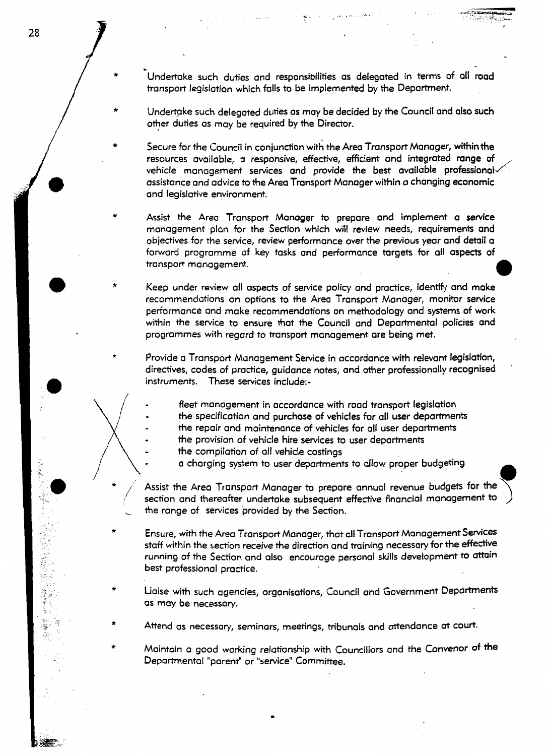* Undertake such duties and responsibilities as delegated in terms of all road transport legislation which falls to be implemented by the Department.

* Undertake such delegated duties as may be decided by the Council and also such other duties as may be required by the Director.

* Secure for the Council in conjunction with the Area Transport Manager, within the resources available, a responsive, effective, efficient and integrated range of vehicle management services and provide the best available professional assistance and advice to the Area Transport Manager within a changing economic and legislative environment.

* Assist the Area Transport Manager to prepare and implement a service management plan for the Section which will review needs, requirements and objectives for the service, review performance over the previous year and detail a forward programme of key tasks and performance targets for all aspects of transport management.

* Keep under review all aspects of service policy and practice, identify and make recommendations on options to the Area Transport Manager, monitor service performance and make recommendations on methodology and systems of work within the service to ensure that the Council and Departmental policies and programmes with regard to transport management are being met.

* Provide a Transport Management Service in accordance with relevant legislation, directives, codes of practice, guidance notes, and other professionally recognised instruments. These services include:-

  - fleet management in accordance with road transport legislation
  - the specification and purchase of vehicles for all user departments
  - the repair and maintenance of vehicles for all user departments
  - the provision of vehicle hire services to user departments
  - the compilation of all vehicle costings
  - a charging system to user departments to allow proper budgeting

* Assist the Area Transport Manager to prepare annual revenue budgets for the section and thereafter undertake subsequent effective financial management to the range of services provided by the Section.

* Ensure, with the Area Transport Manager, that all Transport Management Services staff within the section receive the direction and training necessary for the effective running of the Section and also encourage personal skills development to attain best professional practice.

* Liaise with such agencies, organisations, Council and Government Departments as may be necessary.

* Attend as necessary, seminars, meetings, tribunals and attendance at court.

* Maintain a good working relationship with Councillors and the Convenor of the Departmental "parent" or "service" Committee.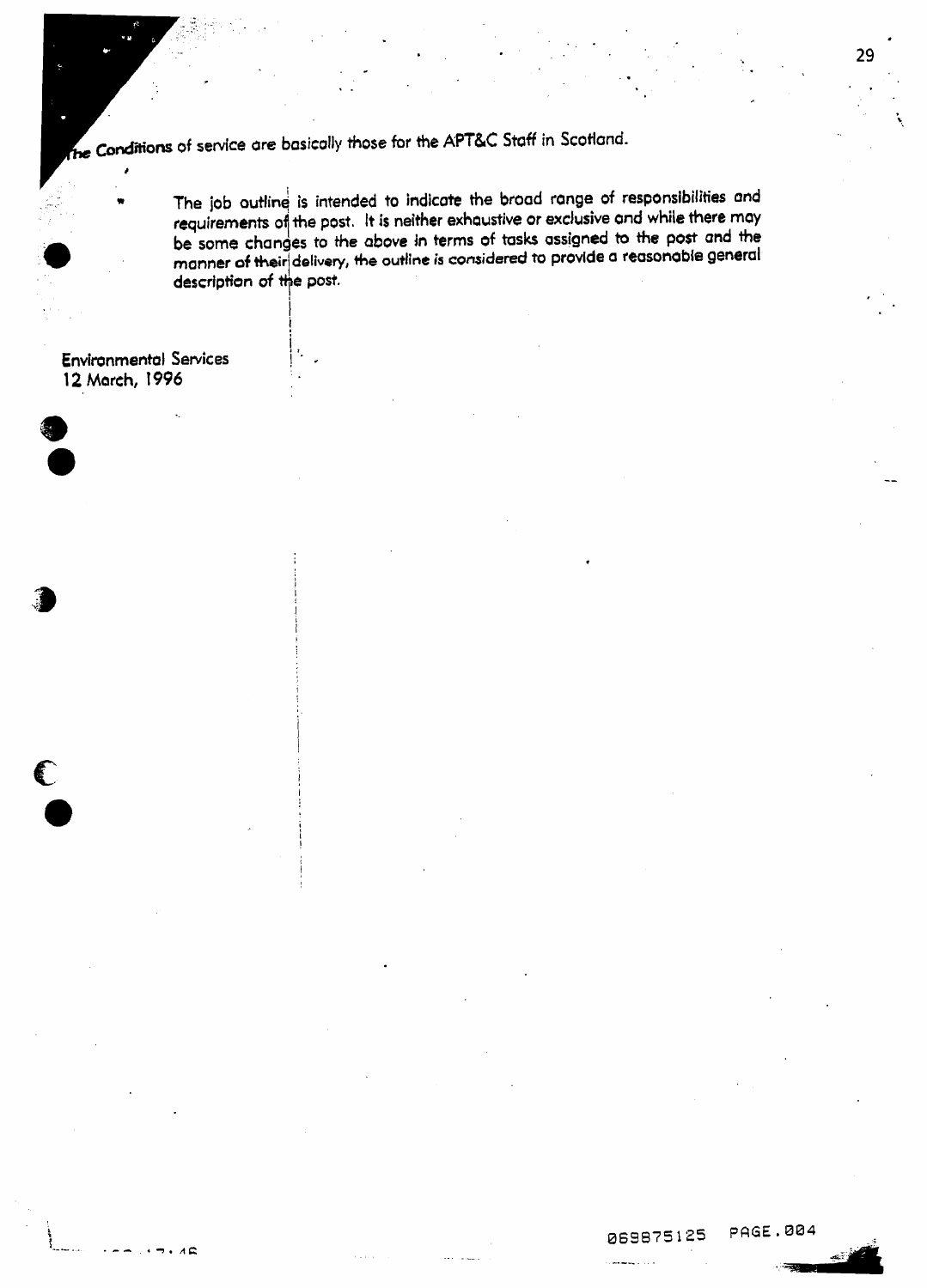The Conditions of service are basically those for the APT&C Staff in Scotland.

- The job outline is intended to indicate the broad range of responsibilities and requirements of the post. It is neither exhaustive or exclusive and while there may be some changes to the above in terms of tasks assigned to the post and the manner of their delivery, the outline is considered to provide a reasonable general description of the post.

Environmental Services
12 March, 1996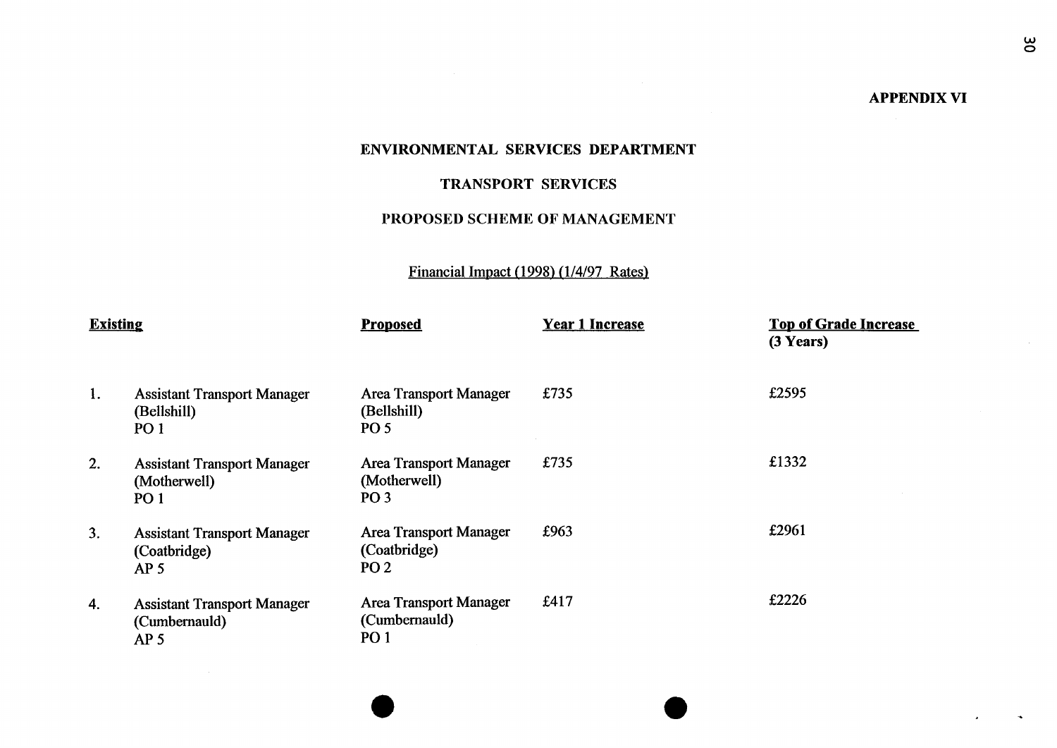**APPENDIX VI**

**ENVIRONMENTAL SERVICES DEPARTMENT**

**TRANSPORT SERVICES**

**PROPOSED SCHEME OF MANAGEMENT**

Financial Impact (1998) (1/4/97 Rates)

| | **Existing** | **Proposed** | **Year 1 Increase** | **Top of Grade Increase (3 Years)** |
|---|---|---|---|---|
| 1. | Assistant Transport Manager (Bellshill) PO 1 | Area Transport Manager (Bellshill) PO 5 | £735 | £2595 |
| 2. | Assistant Transport Manager (Motherwell) PO 1 | Area Transport Manager (Motherwell) PO 3 | £735 | £1332 |
| 3. | Assistant Transport Manager (Coatbridge) AP 5 | Area Transport Manager (Coatbridge) PO 2 | £963 | £2961 |
| 4. | Assistant Transport Manager (Cumbernauld) AP 5 | Area Transport Manager (Cumbernauld) PO 1 | £417 | £2226 |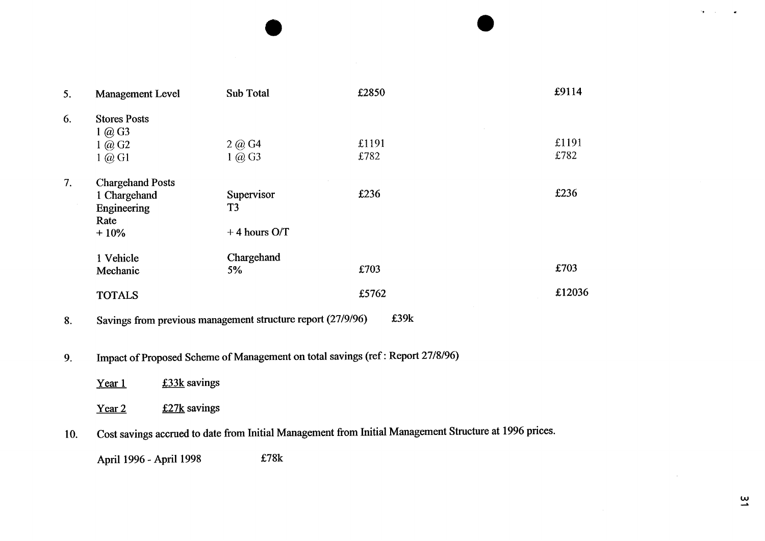| | | | | |
|---|---|---|---|---|
| 5. | Management Level | Sub Total | £2850 | £9114 |
| 6. | Stores Posts<br>1 @ G3<br>1 @ G2<br>1 @ G1 | <br><br>2 @ G4<br>1 @ G3 | <br><br>£1191<br>£782 | <br><br>£1191<br>£782 |
| 7. | Chargehand Posts<br>1 Chargehand<br>Engineering<br>Rate<br>+ 10% | <br>Supervisor<br>T3<br><br>+ 4 hours O/T | <br>£236 | <br>£236 |
| | 1 Vehicle<br>Mechanic | Chargehand<br>5% | £703 | £703 |
| | TOTALS | | £5762 | £12036 |

8. Savings from previous management structure report (27/9/96) £39k

9. Impact of Proposed Scheme of Management on total savings (ref : Report 27/8/96)

   Year 1 £33k savings

   Year 2 £27k savings

10. Cost savings accrued to date from Initial Management from Initial Management Structure at 1996 prices.

    April 1996 - April 1998 £78k